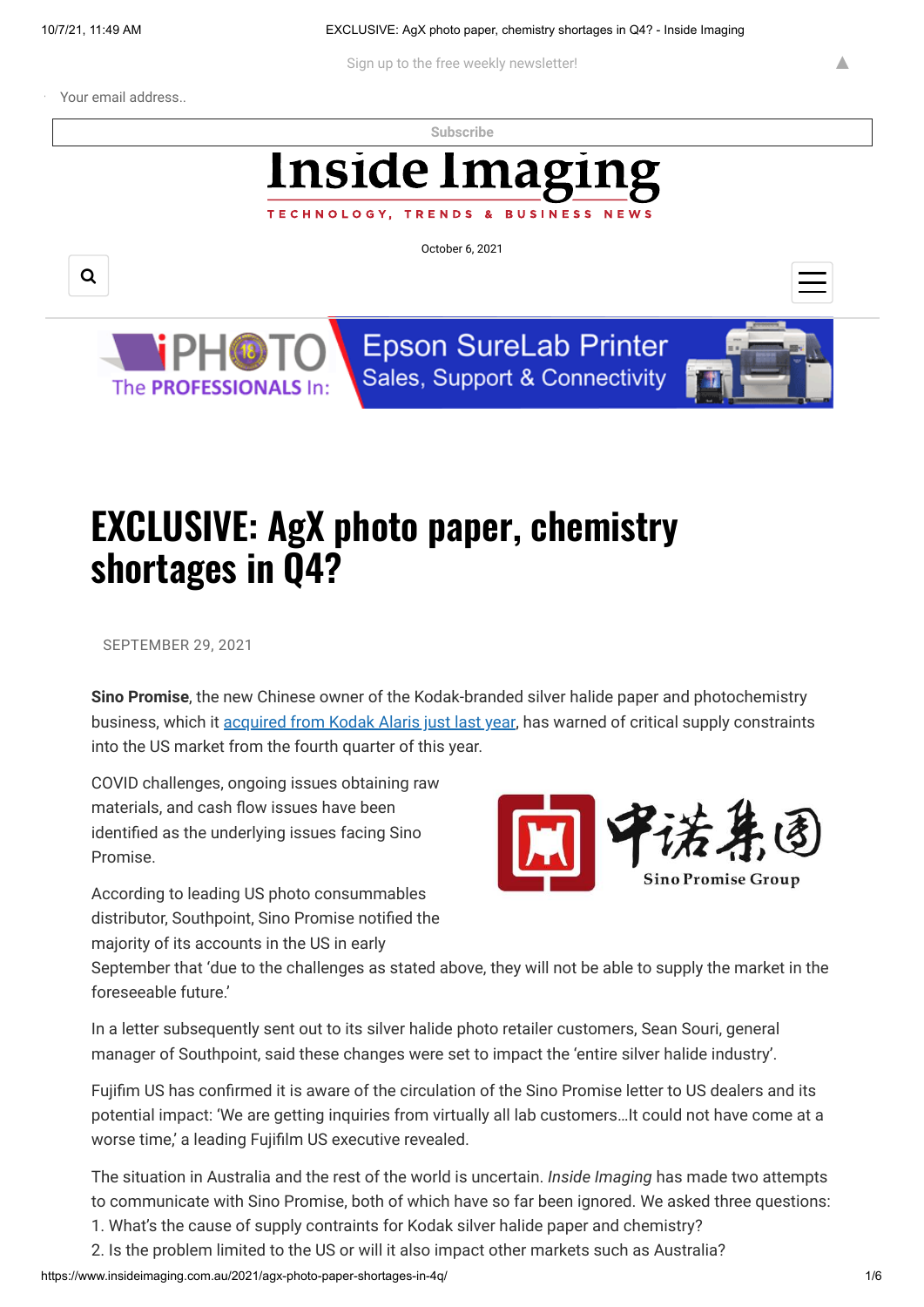Sign up to the free weekly newsletter!

Your email address..

Subscribe

# Inside Imaging

TECHNOLOGY, TRENDS & BUSINESS NEWS

October 6, 2021

# EXCLUSIVE: AgX photo paper, chemistry shortages in Q4?

SEPTEMBER 29, 2021

**Sino Promise**, the new Chinese owner of the Kodak-branded silver halide paper and photochemistry business, which it [acquired from Kodak Alaris just last year](), has warned of critical supply constraints into the US market from the fourth quarter of this year.

COVID challenges, ongoing issues obtaining raw materials, and cash flow issues have been identified as the underlying issues facing Sino Promise.

According to leading US photo consummables distributor, Southpoint, Sino Promise notified the majority of its accounts in the US in early September that 'due to the challenges as stated above, they will not be able to supply the market in the foreseeable future.'

In a letter subsequently sent out to its silver halide photo retailer customers, Sean Souri, general manager of Southpoint, said these changes were set to impact the 'entire silver halide industry'.

Fujifim US has confirmed it is aware of the circulation of the Sino Promise letter to US dealers and its potential impact: 'We are getting inquiries from virtually all lab customers…It could not have come at a worse time,' a leading Fujifilm US executive revealed.

The situation in Australia and the rest of the world is uncertain. *Inside Imaging* has made two attempts to communicate with Sino Promise, both of which have so far been ignored. We asked three questions:
1. What's the cause of supply contraints for Kodak silver halide paper and chemistry?
2. Is the problem limited to the US or will it also impact other markets such as Australia?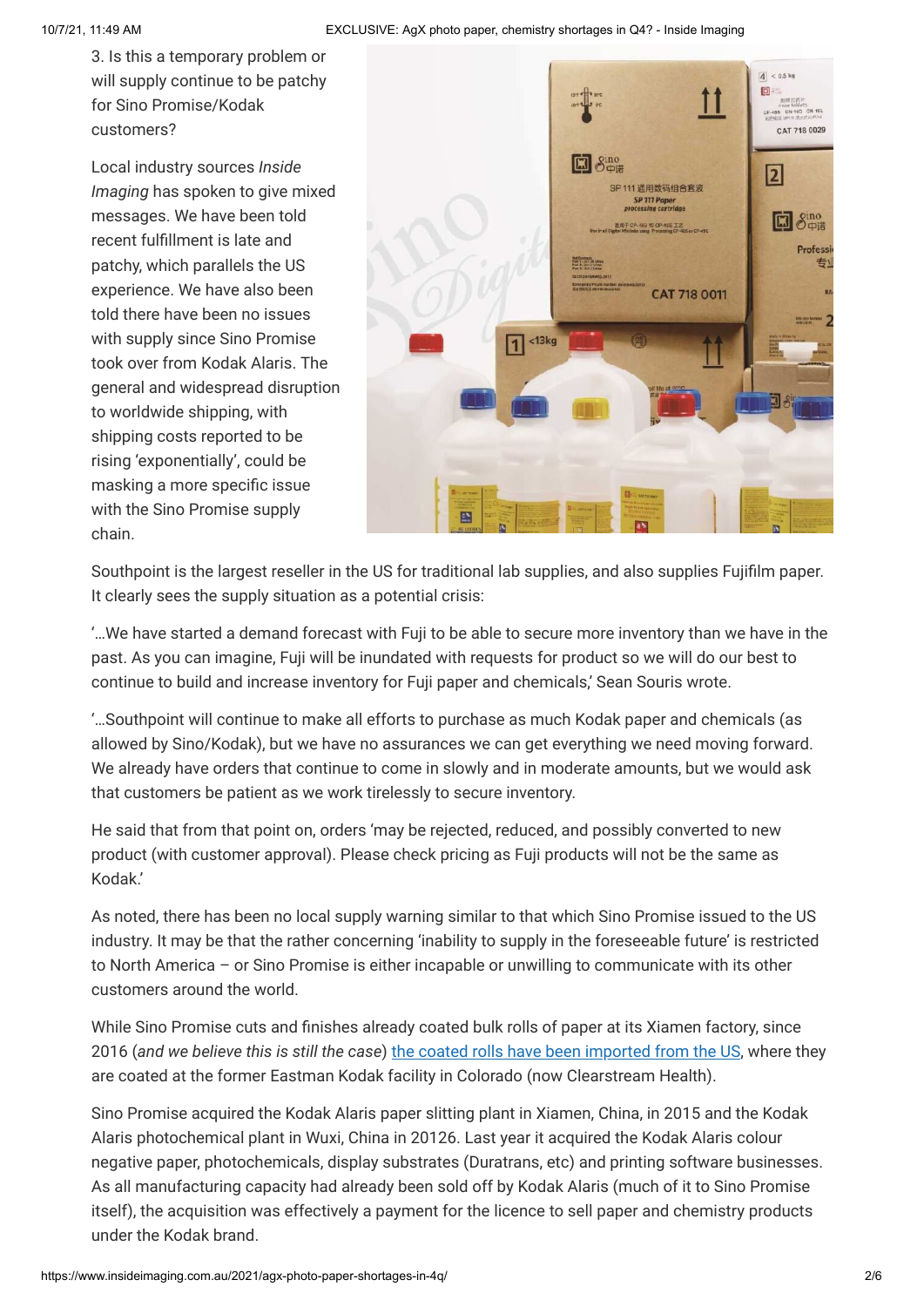3. Is this a temporary problem or will supply continue to be patchy for Sino Promise/Kodak customers?

Local industry sources *Inside Imaging* has spoken to give mixed messages. We have been told recent fulfillment is late and patchy, which parallels the US experience. We have also been told there have been no issues with supply since Sino Promise took over from Kodak Alaris. The general and widespread disruption to worldwide shipping, with shipping costs reported to be rising 'exponentially', could be masking a more specific issue with the Sino Promise supply chain.

Southpoint is the largest reseller in the US for traditional lab supplies, and also supplies Fujifilm paper. It clearly sees the supply situation as a potential crisis:

'…We have started a demand forecast with Fuji to be able to secure more inventory than we have in the past. As you can imagine, Fuji will be inundated with requests for product so we will do our best to continue to build and increase inventory for Fuji paper and chemicals,' Sean Souris wrote.

'…Southpoint will continue to make all efforts to purchase as much Kodak paper and chemicals (as allowed by Sino/Kodak), but we have no assurances we can get everything we need moving forward. We already have orders that continue to come in slowly and in moderate amounts, but we would ask that customers be patient as we work tirelessly to secure inventory.

He said that from that point on, orders 'may be rejected, reduced, and possibly converted to new product (with customer approval). Please check pricing as Fuji products will not be the same as Kodak.'

As noted, there has been no local supply warning similar to that which Sino Promise issued to the US industry. It may be that the rather concerning 'inability to supply in the foreseeable future' is restricted to North America – or Sino Promise is either incapable or unwilling to communicate with its other customers around the world.

While Sino Promise cuts and finishes already coated bulk rolls of paper at its Xiamen factory, since 2016 (*and we believe this is still the case*) [the coated rolls have been imported from the US](), where they are coated at the former Eastman Kodak facility in Colorado (now Clearstream Health).

Sino Promise acquired the Kodak Alaris paper slitting plant in Xiamen, China, in 2015 and the Kodak Alaris photochemical plant in Wuxi, China in 20126. Last year it acquired the Kodak Alaris colour negative paper, photochemicals, display substrates (Duratrans, etc) and printing software businesses. As all manufacturing capacity had already been sold off by Kodak Alaris (much of it to Sino Promise itself), the acquisition was effectively a payment for the licence to sell paper and chemistry products under the Kodak brand.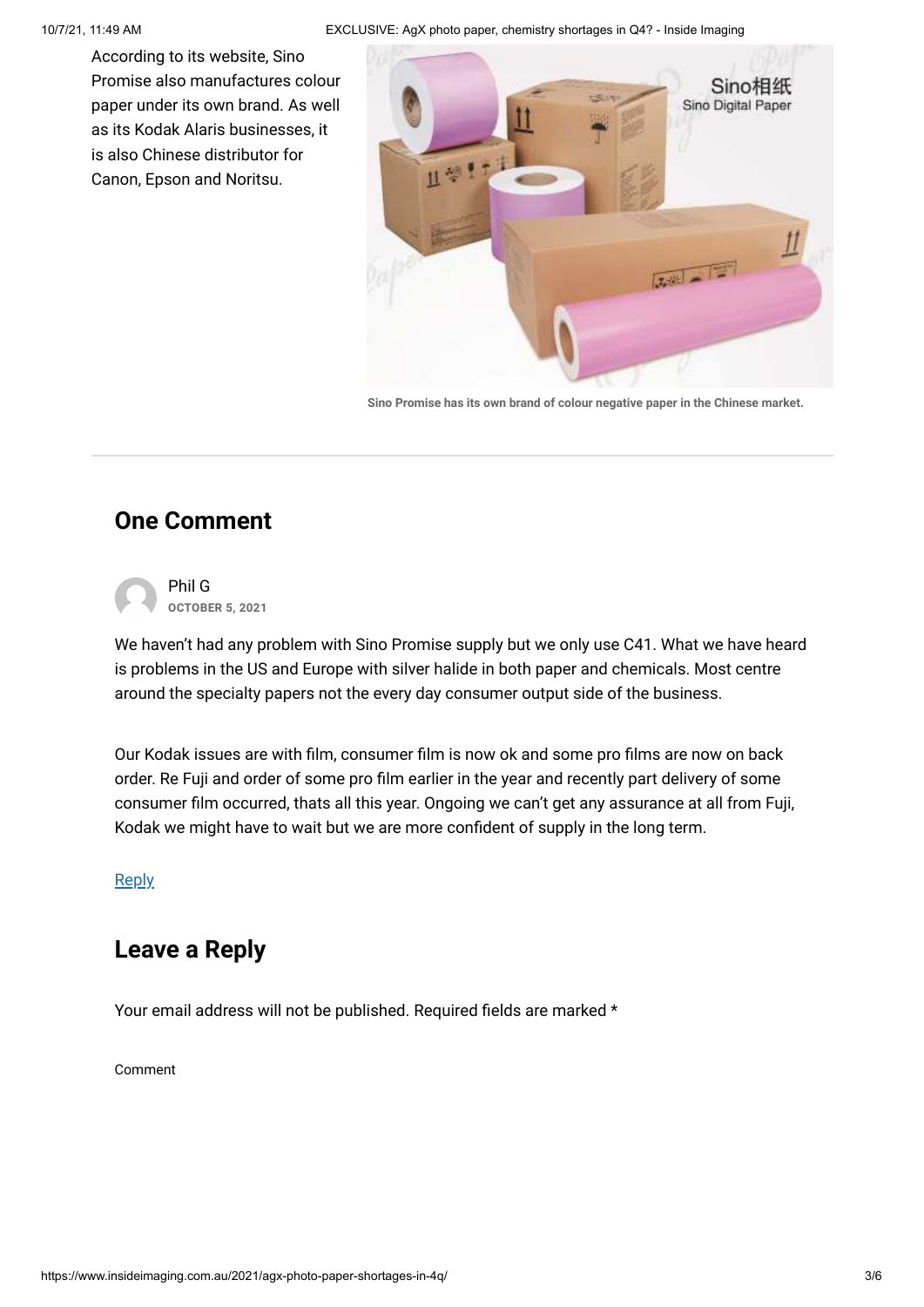According to its website, Sino Promise also manufactures colour paper under its own brand. As well as its Kodak Alaris businesses, it is also Chinese distributor for Canon, Epson and Noritsu.

Sino Promise has its own brand of colour negative paper in the Chinese market.

## One Comment

Phil G
OCTOBER 5, 2021

We haven't had any problem with Sino Promise supply but we only use C41. What we have heard is problems in the US and Europe with silver halide in both paper and chemicals. Most centre around the specialty papers not the every day consumer output side of the business.

Our Kodak issues are with film, consumer film is now ok and some pro films are now on back order. Re Fuji and order of some pro film earlier in the year and recently part delivery of some consumer film occurred, thats all this year. Ongoing we can't get any assurance at all from Fuji, Kodak we might have to wait but we are more confident of supply in the long term.

Reply

## Leave a Reply

Your email address will not be published. Required fields are marked *

Comment